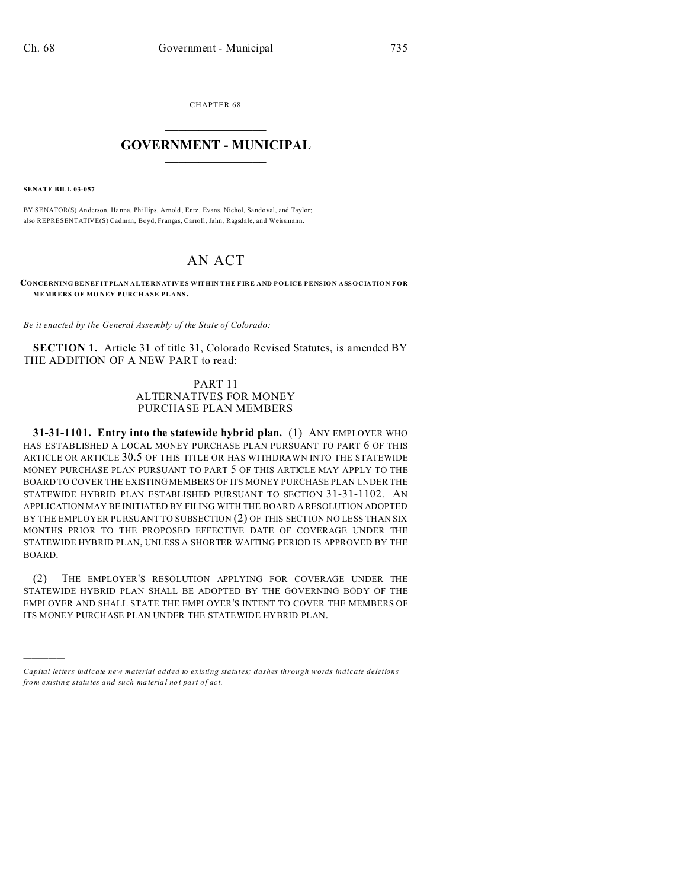CHAPTER 68

# GOVERNMENT - MUNICIPAL

**SENATE BILL 03-057**

BY SENATOR(S) Anderson, Hanna, Phillips, Arnold, Entz, Evans, Nichol, Sandoval, and Taylor;
also REPRESENTATIVE(S) Cadman, Boyd, Frangas, Carroll, Jahn, Ragsdale, and Weissmann.

# AN ACT

**CONCERNING BENEFIT PLAN ALTERNATIVES WITHIN THE FIRE AND POLICE PENSION ASSOCIATION FOR MEMBERS OF MONEY PURCHASE PLANS.**

*Be it enacted by the General Assembly of the State of Colorado:*

**SECTION 1.** Article 31 of title 31, Colorado Revised Statutes, is amended BY THE ADDITION OF A NEW PART to read:

PART 11
ALTERNATIVES FOR MONEY
PURCHASE PLAN MEMBERS

**31-31-1101. Entry into the statewide hybrid plan.** (1) ANY EMPLOYER WHO HAS ESTABLISHED A LOCAL MONEY PURCHASE PLAN PURSUANT TO PART 6 OF THIS ARTICLE OR ARTICLE 30.5 OF THIS TITLE OR HAS WITHDRAWN INTO THE STATEWIDE MONEY PURCHASE PLAN PURSUANT TO PART 5 OF THIS ARTICLE MAY APPLY TO THE BOARD TO COVER THE EXISTING MEMBERS OF ITS MONEY PURCHASE PLAN UNDER THE STATEWIDE HYBRID PLAN ESTABLISHED PURSUANT TO SECTION 31-31-1102. AN APPLICATION MAY BE INITIATED BY FILING WITH THE BOARD A RESOLUTION ADOPTED BY THE EMPLOYER PURSUANT TO SUBSECTION (2) OF THIS SECTION NO LESS THAN SIX MONTHS PRIOR TO THE PROPOSED EFFECTIVE DATE OF COVERAGE UNDER THE STATEWIDE HYBRID PLAN, UNLESS A SHORTER WAITING PERIOD IS APPROVED BY THE BOARD.

(2) THE EMPLOYER'S RESOLUTION APPLYING FOR COVERAGE UNDER THE STATEWIDE HYBRID PLAN SHALL BE ADOPTED BY THE GOVERNING BODY OF THE EMPLOYER AND SHALL STATE THE EMPLOYER'S INTENT TO COVER THE MEMBERS OF ITS MONEY PURCHASE PLAN UNDER THE STATEWIDE HYBRID PLAN.

---

*Capital letters indicate new material added to existing statutes; dashes through words indicate deletions from existing statutes and such material not part of act.*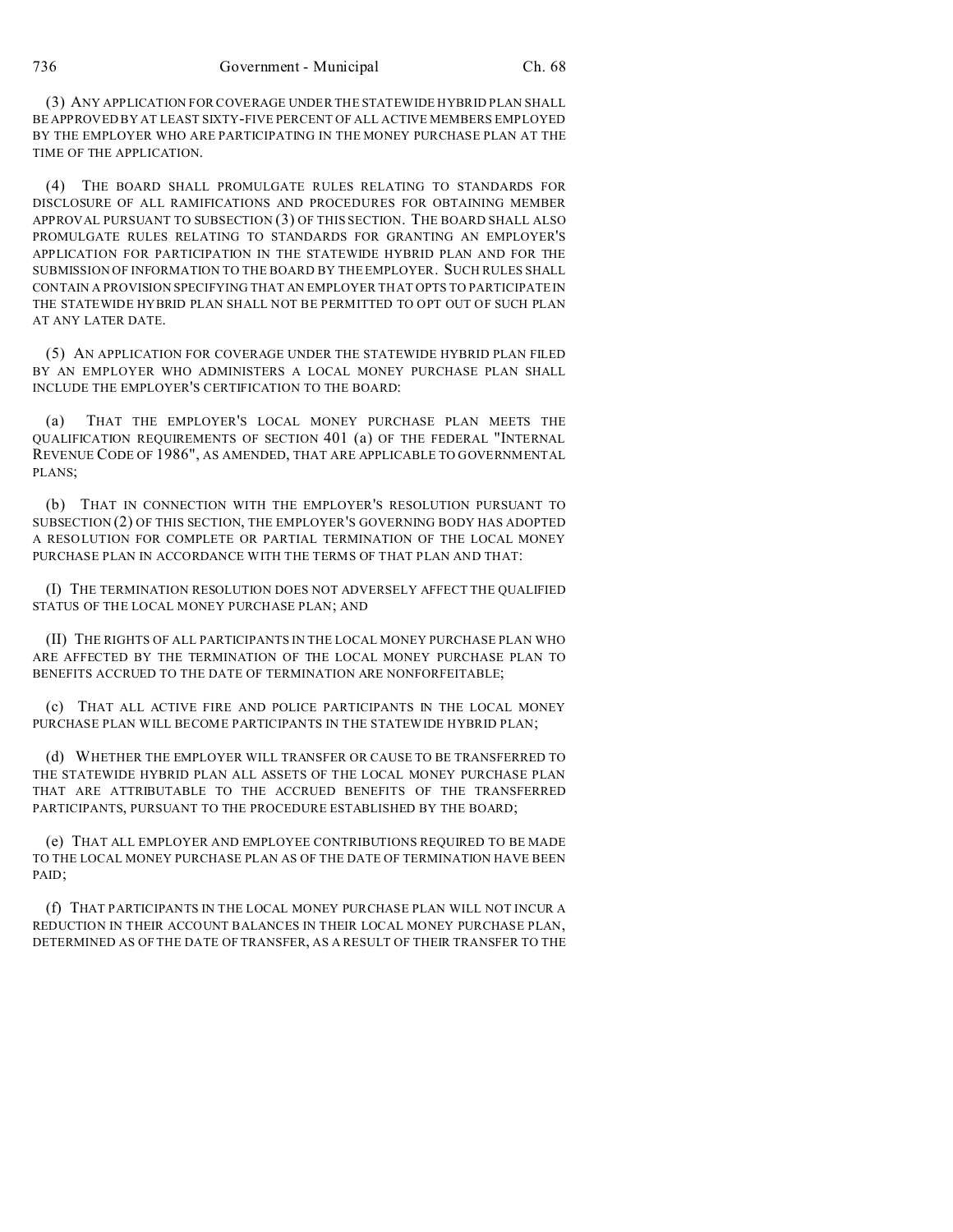(3) ANY APPLICATION FOR COVERAGE UNDER THE STATEWIDE HYBRID PLAN SHALL BE APPROVED BY AT LEAST SIXTY-FIVE PERCENT OF ALL ACTIVE MEMBERS EMPLOYED BY THE EMPLOYER WHO ARE PARTICIPATING IN THE MONEY PURCHASE PLAN AT THE TIME OF THE APPLICATION.

(4) THE BOARD SHALL PROMULGATE RULES RELATING TO STANDARDS FOR DISCLOSURE OF ALL RAMIFICATIONS AND PROCEDURES FOR OBTAINING MEMBER APPROVAL PURSUANT TO SUBSECTION (3) OF THIS SECTION. THE BOARD SHALL ALSO PROMULGATE RULES RELATING TO STANDARDS FOR GRANTING AN EMPLOYER'S APPLICATION FOR PARTICIPATION IN THE STATEWIDE HYBRID PLAN AND FOR THE SUBMISSION OF INFORMATION TO THE BOARD BY THE EMPLOYER. SUCH RULES SHALL CONTAIN A PROVISION SPECIFYING THAT AN EMPLOYER THAT OPTS TO PARTICIPATE IN THE STATEWIDE HYBRID PLAN SHALL NOT BE PERMITTED TO OPT OUT OF SUCH PLAN AT ANY LATER DATE.

(5) AN APPLICATION FOR COVERAGE UNDER THE STATEWIDE HYBRID PLAN FILED BY AN EMPLOYER WHO ADMINISTERS A LOCAL MONEY PURCHASE PLAN SHALL INCLUDE THE EMPLOYER'S CERTIFICATION TO THE BOARD:

(a) THAT THE EMPLOYER'S LOCAL MONEY PURCHASE PLAN MEETS THE QUALIFICATION REQUIREMENTS OF SECTION 401 (a) OF THE FEDERAL "INTERNAL REVENUE CODE OF 1986", AS AMENDED, THAT ARE APPLICABLE TO GOVERNMENTAL PLANS;

(b) THAT IN CONNECTION WITH THE EMPLOYER'S RESOLUTION PURSUANT TO SUBSECTION (2) OF THIS SECTION, THE EMPLOYER'S GOVERNING BODY HAS ADOPTED A RESOLUTION FOR COMPLETE OR PARTIAL TERMINATION OF THE LOCAL MONEY PURCHASE PLAN IN ACCORDANCE WITH THE TERMS OF THAT PLAN AND THAT:

(I) THE TERMINATION RESOLUTION DOES NOT ADVERSELY AFFECT THE QUALIFIED STATUS OF THE LOCAL MONEY PURCHASE PLAN; AND

(II) THE RIGHTS OF ALL PARTICIPANTS IN THE LOCAL MONEY PURCHASE PLAN WHO ARE AFFECTED BY THE TERMINATION OF THE LOCAL MONEY PURCHASE PLAN TO BENEFITS ACCRUED TO THE DATE OF TERMINATION ARE NONFORFEITABLE;

(c) THAT ALL ACTIVE FIRE AND POLICE PARTICIPANTS IN THE LOCAL MONEY PURCHASE PLAN WILL BECOME PARTICIPANTS IN THE STATEWIDE HYBRID PLAN;

(d) WHETHER THE EMPLOYER WILL TRANSFER OR CAUSE TO BE TRANSFERRED TO THE STATEWIDE HYBRID PLAN ALL ASSETS OF THE LOCAL MONEY PURCHASE PLAN THAT ARE ATTRIBUTABLE TO THE ACCRUED BENEFITS OF THE TRANSFERRED PARTICIPANTS, PURSUANT TO THE PROCEDURE ESTABLISHED BY THE BOARD;

(e) THAT ALL EMPLOYER AND EMPLOYEE CONTRIBUTIONS REQUIRED TO BE MADE TO THE LOCAL MONEY PURCHASE PLAN AS OF THE DATE OF TERMINATION HAVE BEEN PAID;

(f) THAT PARTICIPANTS IN THE LOCAL MONEY PURCHASE PLAN WILL NOT INCUR A REDUCTION IN THEIR ACCOUNT BALANCES IN THEIR LOCAL MONEY PURCHASE PLAN, DETERMINED AS OF THE DATE OF TRANSFER, AS A RESULT OF THEIR TRANSFER TO THE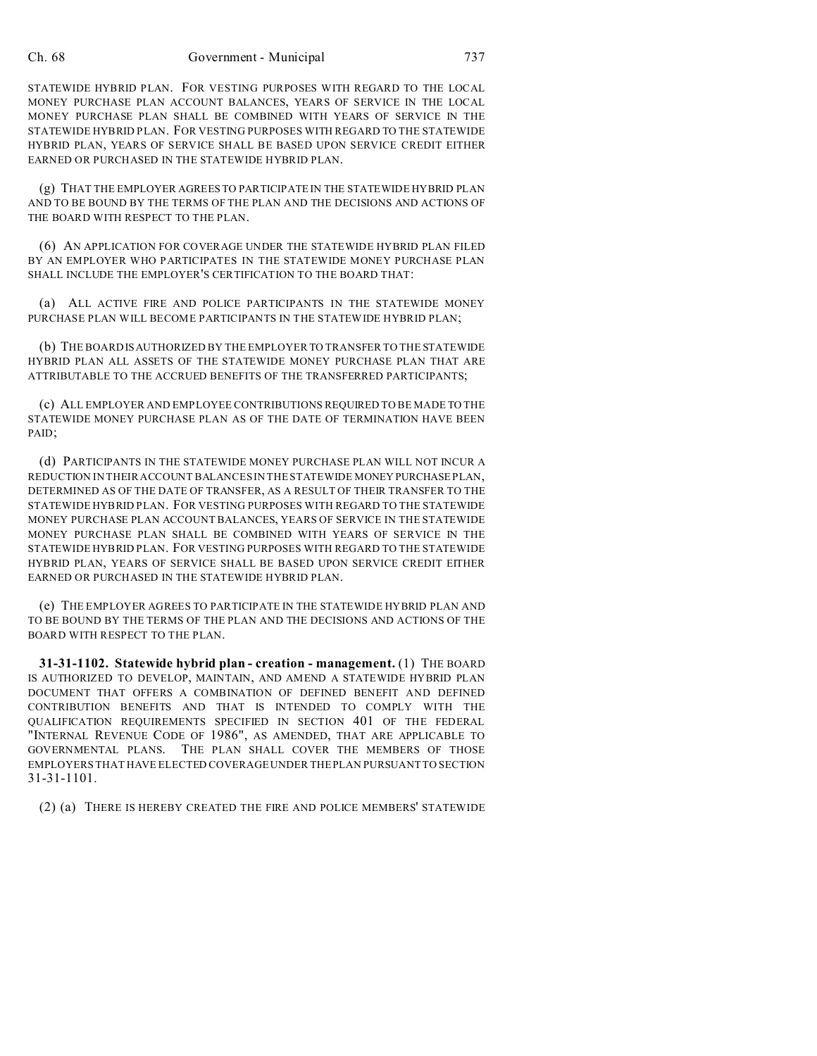STATEWIDE HYBRID PLAN. FOR VESTING PURPOSES WITH REGARD TO THE LOCAL MONEY PURCHASE PLAN ACCOUNT BALANCES, YEARS OF SERVICE IN THE LOCAL MONEY PURCHASE PLAN SHALL BE COMBINED WITH YEARS OF SERVICE IN THE STATEWIDE HYBRID PLAN. FOR VESTING PURPOSES WITH REGARD TO THE STATEWIDE HYBRID PLAN, YEARS OF SERVICE SHALL BE BASED UPON SERVICE CREDIT EITHER EARNED OR PURCHASED IN THE STATEWIDE HYBRID PLAN.

(g) THAT THE EMPLOYER AGREES TO PARTICIPATE IN THE STATEWIDE HYBRID PLAN AND TO BE BOUND BY THE TERMS OF THE PLAN AND THE DECISIONS AND ACTIONS OF THE BOARD WITH RESPECT TO THE PLAN.

(6) AN APPLICATION FOR COVERAGE UNDER THE STATEWIDE HYBRID PLAN FILED BY AN EMPLOYER WHO PARTICIPATES IN THE STATEWIDE MONEY PURCHASE PLAN SHALL INCLUDE THE EMPLOYER'S CERTIFICATION TO THE BOARD THAT:

(a) ALL ACTIVE FIRE AND POLICE PARTICIPANTS IN THE STATEWIDE MONEY PURCHASE PLAN WILL BECOME PARTICIPANTS IN THE STATEWIDE HYBRID PLAN;

(b) THE BOARD IS AUTHORIZED BY THE EMPLOYER TO TRANSFER TO THE STATEWIDE HYBRID PLAN ALL ASSETS OF THE STATEWIDE MONEY PURCHASE PLAN THAT ARE ATTRIBUTABLE TO THE ACCRUED BENEFITS OF THE TRANSFERRED PARTICIPANTS;

(c) ALL EMPLOYER AND EMPLOYEE CONTRIBUTIONS REQUIRED TO BE MADE TO THE STATEWIDE MONEY PURCHASE PLAN AS OF THE DATE OF TERMINATION HAVE BEEN PAID;

(d) PARTICIPANTS IN THE STATEWIDE MONEY PURCHASE PLAN WILL NOT INCUR A REDUCTION IN THEIR ACCOUNT BALANCES IN THE STATEWIDE MONEY PURCHASE PLAN, DETERMINED AS OF THE DATE OF TRANSFER, AS A RESULT OF THEIR TRANSFER TO THE STATEWIDE HYBRID PLAN. FOR VESTING PURPOSES WITH REGARD TO THE STATEWIDE MONEY PURCHASE PLAN ACCOUNT BALANCES, YEARS OF SERVICE IN THE STATEWIDE MONEY PURCHASE PLAN SHALL BE COMBINED WITH YEARS OF SERVICE IN THE STATEWIDE HYBRID PLAN. FOR VESTING PURPOSES WITH REGARD TO THE STATEWIDE HYBRID PLAN, YEARS OF SERVICE SHALL BE BASED UPON SERVICE CREDIT EITHER EARNED OR PURCHASED IN THE STATEWIDE HYBRID PLAN.

(e) THE EMPLOYER AGREES TO PARTICIPATE IN THE STATEWIDE HYBRID PLAN AND TO BE BOUND BY THE TERMS OF THE PLAN AND THE DECISIONS AND ACTIONS OF THE BOARD WITH RESPECT TO THE PLAN.

**31-31-1102. Statewide hybrid plan - creation - management.** (1) THE BOARD IS AUTHORIZED TO DEVELOP, MAINTAIN, AND AMEND A STATEWIDE HYBRID PLAN DOCUMENT THAT OFFERS A COMBINATION OF DEFINED BENEFIT AND DEFINED CONTRIBUTION BENEFITS AND THAT IS INTENDED TO COMPLY WITH THE QUALIFICATION REQUIREMENTS SPECIFIED IN SECTION 401 OF THE FEDERAL "INTERNAL REVENUE CODE OF 1986", AS AMENDED, THAT ARE APPLICABLE TO GOVERNMENTAL PLANS. THE PLAN SHALL COVER THE MEMBERS OF THOSE EMPLOYERS THAT HAVE ELECTED COVERAGE UNDER THE PLAN PURSUANT TO SECTION 31-31-1101.

(2) (a) THERE IS HEREBY CREATED THE FIRE AND POLICE MEMBERS' STATEWIDE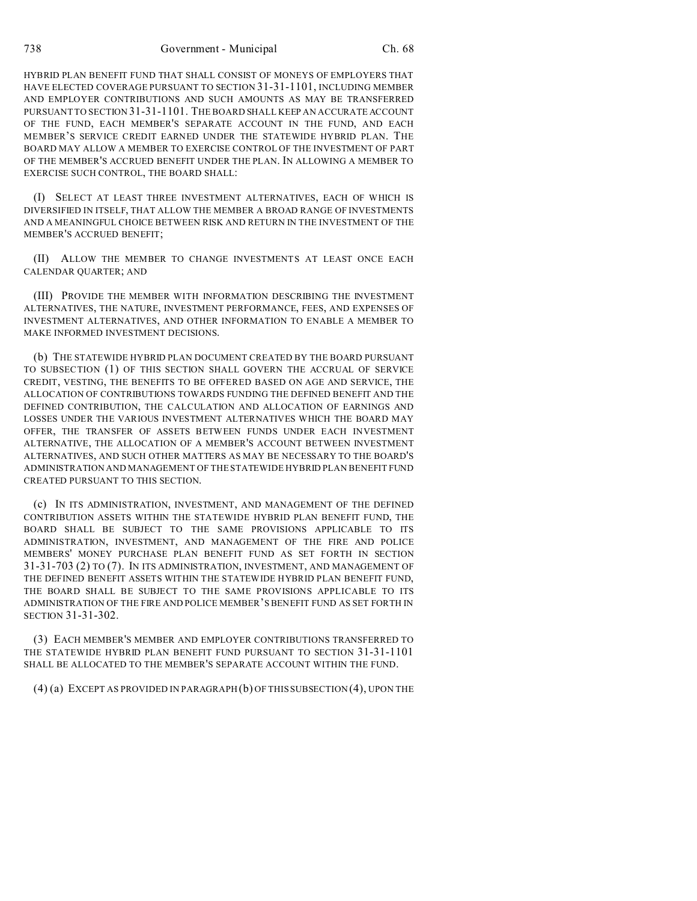HYBRID PLAN BENEFIT FUND THAT SHALL CONSIST OF MONEYS OF EMPLOYERS THAT HAVE ELECTED COVERAGE PURSUANT TO SECTION 31-31-1101, INCLUDING MEMBER AND EMPLOYER CONTRIBUTIONS AND SUCH AMOUNTS AS MAY BE TRANSFERRED PURSUANT TO SECTION 31-31-1101. THE BOARD SHALL KEEP AN ACCURATE ACCOUNT OF THE FUND, EACH MEMBER'S SEPARATE ACCOUNT IN THE FUND, AND EACH MEMBER'S SERVICE CREDIT EARNED UNDER THE STATEWIDE HYBRID PLAN. THE BOARD MAY ALLOW A MEMBER TO EXERCISE CONTROL OF THE INVESTMENT OF PART OF THE MEMBER'S ACCRUED BENEFIT UNDER THE PLAN. IN ALLOWING A MEMBER TO EXERCISE SUCH CONTROL, THE BOARD SHALL:

(I) SELECT AT LEAST THREE INVESTMENT ALTERNATIVES, EACH OF WHICH IS DIVERSIFIED IN ITSELF, THAT ALLOW THE MEMBER A BROAD RANGE OF INVESTMENTS AND A MEANINGFUL CHOICE BETWEEN RISK AND RETURN IN THE INVESTMENT OF THE MEMBER'S ACCRUED BENEFIT;

(II) ALLOW THE MEMBER TO CHANGE INVESTMENTS AT LEAST ONCE EACH CALENDAR QUARTER; AND

(III) PROVIDE THE MEMBER WITH INFORMATION DESCRIBING THE INVESTMENT ALTERNATIVES, THE NATURE, INVESTMENT PERFORMANCE, FEES, AND EXPENSES OF INVESTMENT ALTERNATIVES, AND OTHER INFORMATION TO ENABLE A MEMBER TO MAKE INFORMED INVESTMENT DECISIONS.

(b) THE STATEWIDE HYBRID PLAN DOCUMENT CREATED BY THE BOARD PURSUANT TO SUBSECTION (1) OF THIS SECTION SHALL GOVERN THE ACCRUAL OF SERVICE CREDIT, VESTING, THE BENEFITS TO BE OFFERED BASED ON AGE AND SERVICE, THE ALLOCATION OF CONTRIBUTIONS TOWARDS FUNDING THE DEFINED BENEFIT AND THE DEFINED CONTRIBUTION, THE CALCULATION AND ALLOCATION OF EARNINGS AND LOSSES UNDER THE VARIOUS INVESTMENT ALTERNATIVES WHICH THE BOARD MAY OFFER, THE TRANSFER OF ASSETS BETWEEN FUNDS UNDER EACH INVESTMENT ALTERNATIVE, THE ALLOCATION OF A MEMBER'S ACCOUNT BETWEEN INVESTMENT ALTERNATIVES, AND SUCH OTHER MATTERS AS MAY BE NECESSARY TO THE BOARD'S ADMINISTRATION AND MANAGEMENT OF THE STATEWIDE HYBRID PLAN BENEFIT FUND CREATED PURSUANT TO THIS SECTION.

(c) IN ITS ADMINISTRATION, INVESTMENT, AND MANAGEMENT OF THE DEFINED CONTRIBUTION ASSETS WITHIN THE STATEWIDE HYBRID PLAN BENEFIT FUND, THE BOARD SHALL BE SUBJECT TO THE SAME PROVISIONS APPLICABLE TO ITS ADMINISTRATION, INVESTMENT, AND MANAGEMENT OF THE FIRE AND POLICE MEMBERS' MONEY PURCHASE PLAN BENEFIT FUND AS SET FORTH IN SECTION 31-31-703 (2) TO (7). IN ITS ADMINISTRATION, INVESTMENT, AND MANAGEMENT OF THE DEFINED BENEFIT ASSETS WITHIN THE STATEWIDE HYBRID PLAN BENEFIT FUND, THE BOARD SHALL BE SUBJECT TO THE SAME PROVISIONS APPLICABLE TO ITS ADMINISTRATION OF THE FIRE AND POLICE MEMBER'S BENEFIT FUND AS SET FORTH IN SECTION 31-31-302.

(3) EACH MEMBER'S MEMBER AND EMPLOYER CONTRIBUTIONS TRANSFERRED TO THE STATEWIDE HYBRID PLAN BENEFIT FUND PURSUANT TO SECTION 31-31-1101 SHALL BE ALLOCATED TO THE MEMBER'S SEPARATE ACCOUNT WITHIN THE FUND.

(4) (a) EXCEPT AS PROVIDED IN PARAGRAPH (b) OF THIS SUBSECTION (4), UPON THE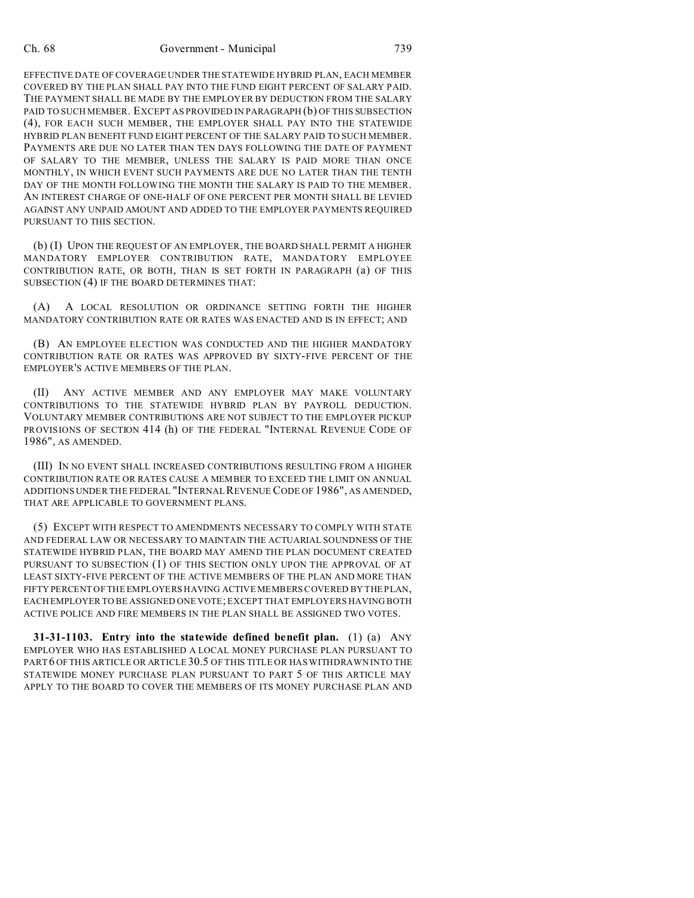EFFECTIVE DATE OF COVERAGE UNDER THE STATEWIDE HYBRID PLAN, EACH MEMBER COVERED BY THE PLAN SHALL PAY INTO THE FUND EIGHT PERCENT OF SALARY PAID. THE PAYMENT SHALL BE MADE BY THE EMPLOYER BY DEDUCTION FROM THE SALARY PAID TO SUCH MEMBER. EXCEPT AS PROVIDED IN PARAGRAPH (b) OF THIS SUBSECTION (4), FOR EACH SUCH MEMBER, THE EMPLOYER SHALL PAY INTO THE STATEWIDE HYBRID PLAN BENEFIT FUND EIGHT PERCENT OF THE SALARY PAID TO SUCH MEMBER. PAYMENTS ARE DUE NO LATER THAN TEN DAYS FOLLOWING THE DATE OF PAYMENT OF SALARY TO THE MEMBER, UNLESS THE SALARY IS PAID MORE THAN ONCE MONTHLY, IN WHICH EVENT SUCH PAYMENTS ARE DUE NO LATER THAN THE TENTH DAY OF THE MONTH FOLLOWING THE MONTH THE SALARY IS PAID TO THE MEMBER. AN INTEREST CHARGE OF ONE-HALF OF ONE PERCENT PER MONTH SHALL BE LEVIED AGAINST ANY UNPAID AMOUNT AND ADDED TO THE EMPLOYER PAYMENTS REQUIRED PURSUANT TO THIS SECTION.

(b) (I) UPON THE REQUEST OF AN EMPLOYER, THE BOARD SHALL PERMIT A HIGHER MANDATORY EMPLOYER CONTRIBUTION RATE, MANDATORY EMPLOYEE CONTRIBUTION RATE, OR BOTH, THAN IS SET FORTH IN PARAGRAPH (a) OF THIS SUBSECTION (4) IF THE BOARD DETERMINES THAT:

(A) A LOCAL RESOLUTION OR ORDINANCE SETTING FORTH THE HIGHER MANDATORY CONTRIBUTION RATE OR RATES WAS ENACTED AND IS IN EFFECT; AND

(B) AN EMPLOYEE ELECTION WAS CONDUCTED AND THE HIGHER MANDATORY CONTRIBUTION RATE OR RATES WAS APPROVED BY SIXTY-FIVE PERCENT OF THE EMPLOYER'S ACTIVE MEMBERS OF THE PLAN.

(II) ANY ACTIVE MEMBER AND ANY EMPLOYER MAY MAKE VOLUNTARY CONTRIBUTIONS TO THE STATEWIDE HYBRID PLAN BY PAYROLL DEDUCTION. VOLUNTARY MEMBER CONTRIBUTIONS ARE NOT SUBJECT TO THE EMPLOYER PICKUP PROVISIONS OF SECTION 414 (h) OF THE FEDERAL "INTERNAL REVENUE CODE OF 1986", AS AMENDED.

(III) IN NO EVENT SHALL INCREASED CONTRIBUTIONS RESULTING FROM A HIGHER CONTRIBUTION RATE OR RATES CAUSE A MEMBER TO EXCEED THE LIMIT ON ANNUAL ADDITIONS UNDER THE FEDERAL "INTERNAL REVENUE CODE OF 1986", AS AMENDED, THAT ARE APPLICABLE TO GOVERNMENT PLANS.

(5) EXCEPT WITH RESPECT TO AMENDMENTS NECESSARY TO COMPLY WITH STATE AND FEDERAL LAW OR NECESSARY TO MAINTAIN THE ACTUARIAL SOUNDNESS OF THE STATEWIDE HYBRID PLAN, THE BOARD MAY AMEND THE PLAN DOCUMENT CREATED PURSUANT TO SUBSECTION (1) OF THIS SECTION ONLY UPON THE APPROVAL OF AT LEAST SIXTY-FIVE PERCENT OF THE ACTIVE MEMBERS OF THE PLAN AND MORE THAN FIFTY PERCENT OF THE EMPLOYERS HAVING ACTIVE MEMBERS COVERED BY THE PLAN, EACH EMPLOYER TO BE ASSIGNED ONE VOTE; EXCEPT THAT EMPLOYERS HAVING BOTH ACTIVE POLICE AND FIRE MEMBERS IN THE PLAN SHALL BE ASSIGNED TWO VOTES.

**31-31-1103. Entry into the statewide defined benefit plan.** (1) (a) ANY EMPLOYER WHO HAS ESTABLISHED A LOCAL MONEY PURCHASE PLAN PURSUANT TO PART 6 OF THIS ARTICLE OR ARTICLE 30.5 OF THIS TITLE OR HAS WITHDRAWN INTO THE STATEWIDE MONEY PURCHASE PLAN PURSUANT TO PART 5 OF THIS ARTICLE MAY APPLY TO THE BOARD TO COVER THE MEMBERS OF ITS MONEY PURCHASE PLAN AND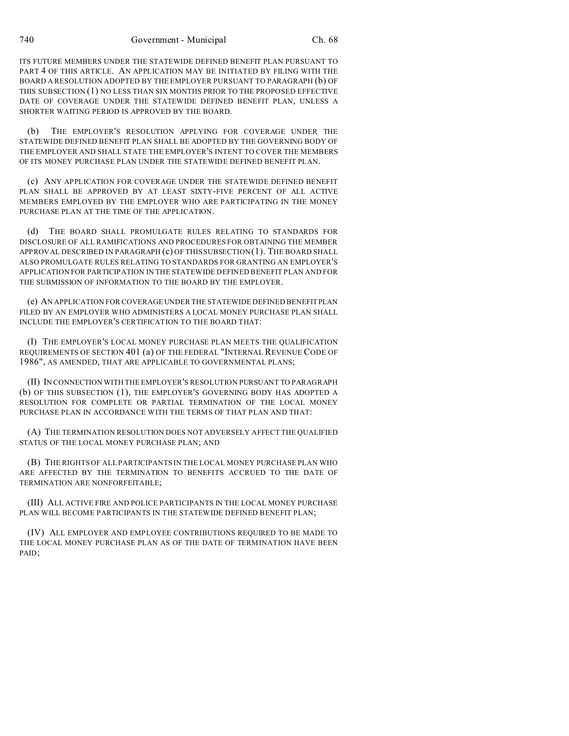ITS FUTURE MEMBERS UNDER THE STATEWIDE DEFINED BENEFIT PLAN PURSUANT TO PART 4 OF THIS ARTICLE. AN APPLICATION MAY BE INITIATED BY FILING WITH THE BOARD A RESOLUTION ADOPTED BY THE EMPLOYER PURSUANT TO PARAGRAPH (b) OF THIS SUBSECTION (1) NO LESS THAN SIX MONTHS PRIOR TO THE PROPOSED EFFECTIVE DATE OF COVERAGE UNDER THE STATEWIDE DEFINED BENEFIT PLAN, UNLESS A SHORTER WAITING PERIOD IS APPROVED BY THE BOARD.

(b) THE EMPLOYER'S RESOLUTION APPLYING FOR COVERAGE UNDER THE STATEWIDE DEFINED BENEFIT PLAN SHALL BE ADOPTED BY THE GOVERNING BODY OF THE EMPLOYER AND SHALL STATE THE EMPLOYER'S INTENT TO COVER THE MEMBERS OF ITS MONEY PURCHASE PLAN UNDER THE STATEWIDE DEFINED BENEFIT PLAN.

(c) ANY APPLICATION FOR COVERAGE UNDER THE STATEWIDE DEFINED BENEFIT PLAN SHALL BE APPROVED BY AT LEAST SIXTY-FIVE PERCENT OF ALL ACTIVE MEMBERS EMPLOYED BY THE EMPLOYER WHO ARE PARTICIPATING IN THE MONEY PURCHASE PLAN AT THE TIME OF THE APPLICATION.

(d) THE BOARD SHALL PROMULGATE RULES RELATING TO STANDARDS FOR DISCLOSURE OF ALL RAMIFICATIONS AND PROCEDURES FOR OBTAINING THE MEMBER APPROVAL DESCRIBED IN PARAGRAPH (c) OF THIS SUBSECTION (1). THE BOARD SHALL ALSO PROMULGATE RULES RELATING TO STANDARDS FOR GRANTING AN EMPLOYER'S APPLICATION FOR PARTICIPATION IN THE STATEWIDE DEFINED BENEFIT PLAN AND FOR THE SUBMISSION OF INFORMATION TO THE BOARD BY THE EMPLOYER.

(e) AN APPLICATION FOR COVERAGE UNDER THE STATEWIDE DEFINED BENEFIT PLAN FILED BY AN EMPLOYER WHO ADMINISTERS A LOCAL MONEY PURCHASE PLAN SHALL INCLUDE THE EMPLOYER'S CERTIFICATION TO THE BOARD THAT:

(I) THE EMPLOYER'S LOCAL MONEY PURCHASE PLAN MEETS THE QUALIFICATION REQUIREMENTS OF SECTION 401 (a) OF THE FEDERAL "INTERNAL REVENUE CODE OF 1986", AS AMENDED, THAT ARE APPLICABLE TO GOVERNMENTAL PLANS;

(II) IN CONNECTION WITH THE EMPLOYER'S RESOLUTION PURSUANT TO PARAGRAPH (b) OF THIS SUBSECTION (1), THE EMPLOYER'S GOVERNING BODY HAS ADOPTED A RESOLUTION FOR COMPLETE OR PARTIAL TERMINATION OF THE LOCAL MONEY PURCHASE PLAN IN ACCORDANCE WITH THE TERMS OF THAT PLAN AND THAT:

(A) THE TERMINATION RESOLUTION DOES NOT ADVERSELY AFFECT THE QUALIFIED STATUS OF THE LOCAL MONEY PURCHASE PLAN; AND

(B) THE RIGHTS OF ALL PARTICIPANTS IN THE LOCAL MONEY PURCHASE PLAN WHO ARE AFFECTED BY THE TERMINATION TO BENEFITS ACCRUED TO THE DATE OF TERMINATION ARE NONFORFEITABLE;

(III) ALL ACTIVE FIRE AND POLICE PARTICIPANTS IN THE LOCAL MONEY PURCHASE PLAN WILL BECOME PARTICIPANTS IN THE STATEWIDE DEFINED BENEFIT PLAN;

(IV) ALL EMPLOYER AND EMPLOYEE CONTRIBUTIONS REQUIRED TO BE MADE TO THE LOCAL MONEY PURCHASE PLAN AS OF THE DATE OF TERMINATION HAVE BEEN PAID;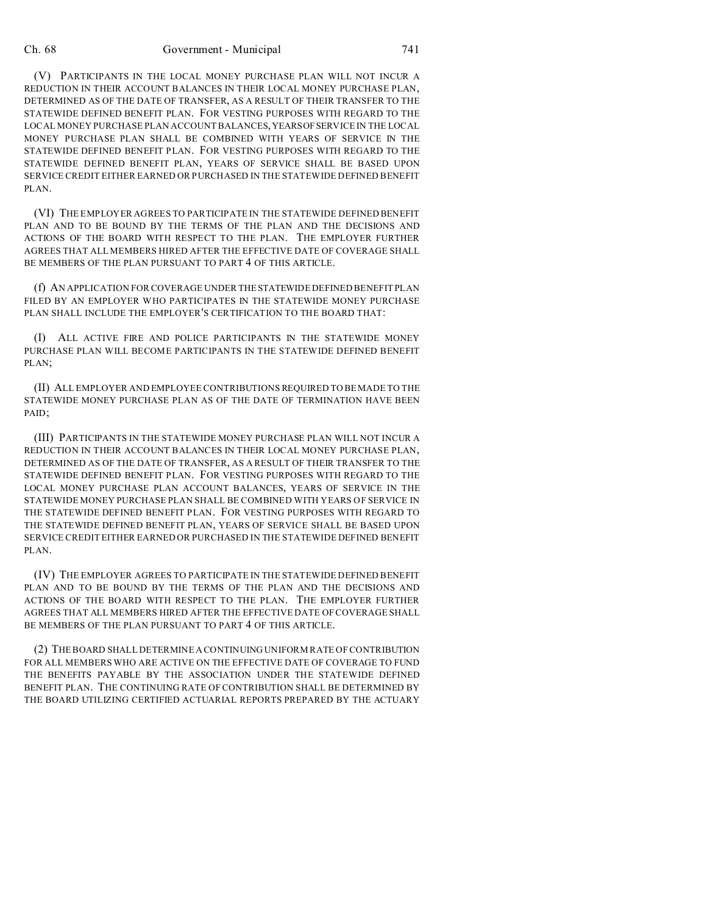(V) PARTICIPANTS IN THE LOCAL MONEY PURCHASE PLAN WILL NOT INCUR A REDUCTION IN THEIR ACCOUNT BALANCES IN THEIR LOCAL MONEY PURCHASE PLAN, DETERMINED AS OF THE DATE OF TRANSFER, AS A RESULT OF THEIR TRANSFER TO THE STATEWIDE DEFINED BENEFIT PLAN. FOR VESTING PURPOSES WITH REGARD TO THE LOCAL MONEY PURCHASE PLAN ACCOUNT BALANCES, YEARS OF SERVICE IN THE LOCAL MONEY PURCHASE PLAN SHALL BE COMBINED WITH YEARS OF SERVICE IN THE STATEWIDE DEFINED BENEFIT PLAN. FOR VESTING PURPOSES WITH REGARD TO THE STATEWIDE DEFINED BENEFIT PLAN, YEARS OF SERVICE SHALL BE BASED UPON SERVICE CREDIT EITHER EARNED OR PURCHASED IN THE STATEWIDE DEFINED BENEFIT PLAN.

(VI) THE EMPLOYER AGREES TO PARTICIPATE IN THE STATEWIDE DEFINED BENEFIT PLAN AND TO BE BOUND BY THE TERMS OF THE PLAN AND THE DECISIONS AND ACTIONS OF THE BOARD WITH RESPECT TO THE PLAN. THE EMPLOYER FURTHER AGREES THAT ALL MEMBERS HIRED AFTER THE EFFECTIVE DATE OF COVERAGE SHALL BE MEMBERS OF THE PLAN PURSUANT TO PART 4 OF THIS ARTICLE.

(f) AN APPLICATION FOR COVERAGE UNDER THE STATEWIDE DEFINED BENEFIT PLAN FILED BY AN EMPLOYER WHO PARTICIPATES IN THE STATEWIDE MONEY PURCHASE PLAN SHALL INCLUDE THE EMPLOYER'S CERTIFICATION TO THE BOARD THAT:

(I) ALL ACTIVE FIRE AND POLICE PARTICIPANTS IN THE STATEWIDE MONEY PURCHASE PLAN WILL BECOME PARTICIPANTS IN THE STATEWIDE DEFINED BENEFIT PLAN;

(II) ALL EMPLOYER AND EMPLOYEE CONTRIBUTIONS REQUIRED TO BE MADE TO THE STATEWIDE MONEY PURCHASE PLAN AS OF THE DATE OF TERMINATION HAVE BEEN PAID;

(III) PARTICIPANTS IN THE STATEWIDE MONEY PURCHASE PLAN WILL NOT INCUR A REDUCTION IN THEIR ACCOUNT BALANCES IN THEIR LOCAL MONEY PURCHASE PLAN, DETERMINED AS OF THE DATE OF TRANSFER, AS A RESULT OF THEIR TRANSFER TO THE STATEWIDE DEFINED BENEFIT PLAN. FOR VESTING PURPOSES WITH REGARD TO THE LOCAL MONEY PURCHASE PLAN ACCOUNT BALANCES, YEARS OF SERVICE IN THE STATEWIDE MONEY PURCHASE PLAN SHALL BE COMBINED WITH YEARS OF SERVICE IN THE STATEWIDE DEFINED BENEFIT PLAN. FOR VESTING PURPOSES WITH REGARD TO THE STATEWIDE DEFINED BENEFIT PLAN, YEARS OF SERVICE SHALL BE BASED UPON SERVICE CREDIT EITHER EARNED OR PURCHASED IN THE STATEWIDE DEFINED BENEFIT PLAN.

(IV) THE EMPLOYER AGREES TO PARTICIPATE IN THE STATEWIDE DEFINED BENEFIT PLAN AND TO BE BOUND BY THE TERMS OF THE PLAN AND THE DECISIONS AND ACTIONS OF THE BOARD WITH RESPECT TO THE PLAN. THE EMPLOYER FURTHER AGREES THAT ALL MEMBERS HIRED AFTER THE EFFECTIVE DATE OF COVERAGE SHALL BE MEMBERS OF THE PLAN PURSUANT TO PART 4 OF THIS ARTICLE.

(2) THE BOARD SHALL DETERMINE A CONTINUING UNIFORM RATE OF CONTRIBUTION FOR ALL MEMBERS WHO ARE ACTIVE ON THE EFFECTIVE DATE OF COVERAGE TO FUND THE BENEFITS PAYABLE BY THE ASSOCIATION UNDER THE STATEWIDE DEFINED BENEFIT PLAN. THE CONTINUING RATE OF CONTRIBUTION SHALL BE DETERMINED BY THE BOARD UTILIZING CERTIFIED ACTUARIAL REPORTS PREPARED BY THE ACTUARY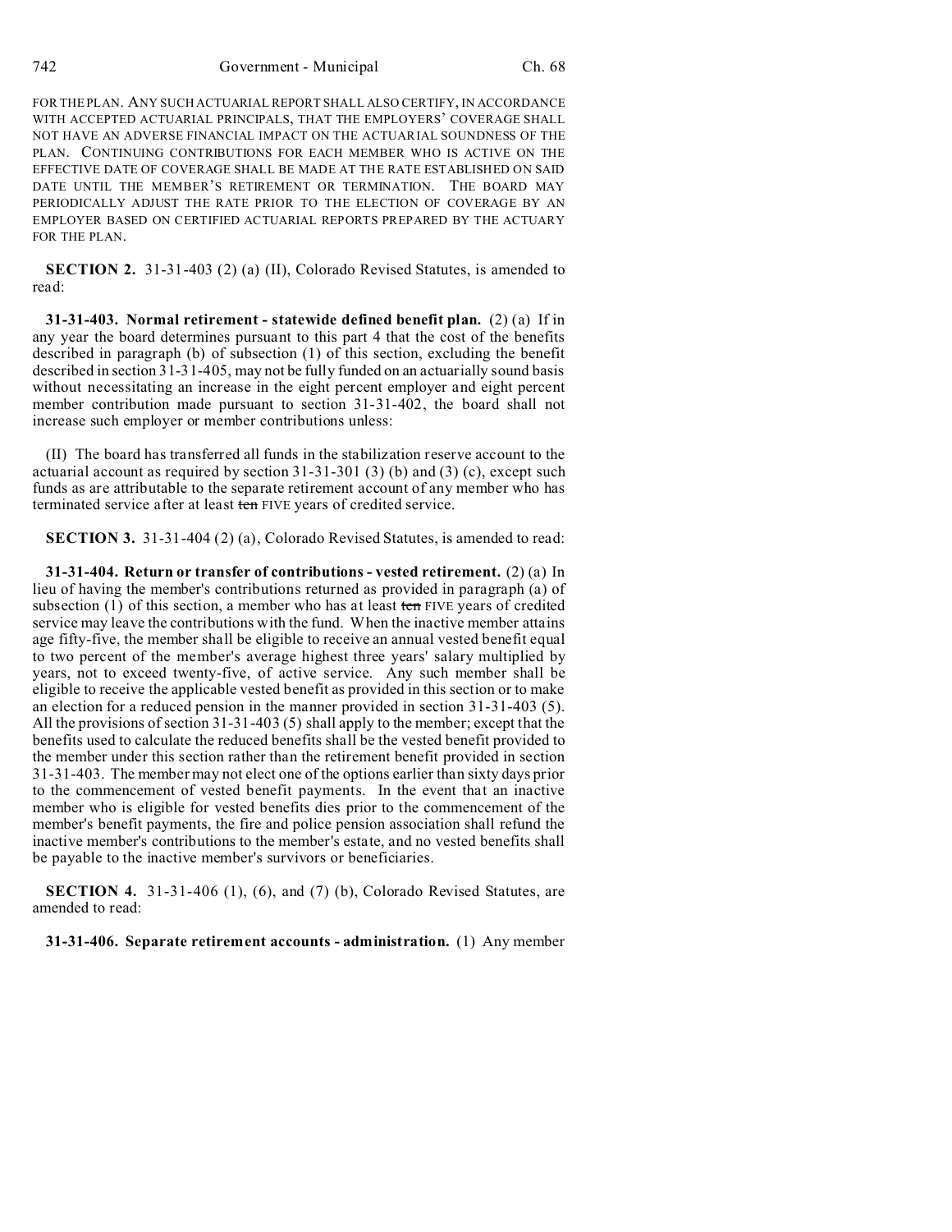FOR THE PLAN. ANY SUCH ACTUARIAL REPORT SHALL ALSO CERTIFY, IN ACCORDANCE WITH ACCEPTED ACTUARIAL PRINCIPALS, THAT THE EMPLOYERS' COVERAGE SHALL NOT HAVE AN ADVERSE FINANCIAL IMPACT ON THE ACTUARIAL SOUNDNESS OF THE PLAN. CONTINUING CONTRIBUTIONS FOR EACH MEMBER WHO IS ACTIVE ON THE EFFECTIVE DATE OF COVERAGE SHALL BE MADE AT THE RATE ESTABLISHED ON SAID DATE UNTIL THE MEMBER'S RETIREMENT OR TERMINATION. THE BOARD MAY PERIODICALLY ADJUST THE RATE PRIOR TO THE ELECTION OF COVERAGE BY AN EMPLOYER BASED ON CERTIFIED ACTUARIAL REPORTS PREPARED BY THE ACTUARY FOR THE PLAN.

**SECTION 2.** 31-31-403 (2) (a) (II), Colorado Revised Statutes, is amended to read:

**31-31-403. Normal retirement - statewide defined benefit plan.** (2) (a) If in any year the board determines pursuant to this part 4 that the cost of the benefits described in paragraph (b) of subsection (1) of this section, excluding the benefit described in section 31-31-405, may not be fully funded on an actuarially sound basis without necessitating an increase in the eight percent employer and eight percent member contribution made pursuant to section 31-31-402, the board shall not increase such employer or member contributions unless:

(II) The board has transferred all funds in the stabilization reserve account to the actuarial account as required by section 31-31-301 (3) (b) and (3) (c), except such funds as are attributable to the separate retirement account of any member who has terminated service after at least ~~ten~~ FIVE years of credited service.

**SECTION 3.** 31-31-404 (2) (a), Colorado Revised Statutes, is amended to read:

**31-31-404. Return or transfer of contributions - vested retirement.** (2) (a) In lieu of having the member's contributions returned as provided in paragraph (a) of subsection (1) of this section, a member who has at least ~~ten~~ FIVE years of credited service may leave the contributions with the fund. When the inactive member attains age fifty-five, the member shall be eligible to receive an annual vested benefit equal to two percent of the member's average highest three years' salary multiplied by years, not to exceed twenty-five, of active service. Any such member shall be eligible to receive the applicable vested benefit as provided in this section or to make an election for a reduced pension in the manner provided in section 31-31-403 (5). All the provisions of section 31-31-403 (5) shall apply to the member; except that the benefits used to calculate the reduced benefits shall be the vested benefit provided to the member under this section rather than the retirement benefit provided in section 31-31-403. The member may not elect one of the options earlier than sixty days prior to the commencement of vested benefit payments. In the event that an inactive member who is eligible for vested benefits dies prior to the commencement of the member's benefit payments, the fire and police pension association shall refund the inactive member's contributions to the member's estate, and no vested benefits shall be payable to the inactive member's survivors or beneficiaries.

**SECTION 4.** 31-31-406 (1), (6), and (7) (b), Colorado Revised Statutes, are amended to read:

**31-31-406. Separate retirement accounts - administration.** (1) Any member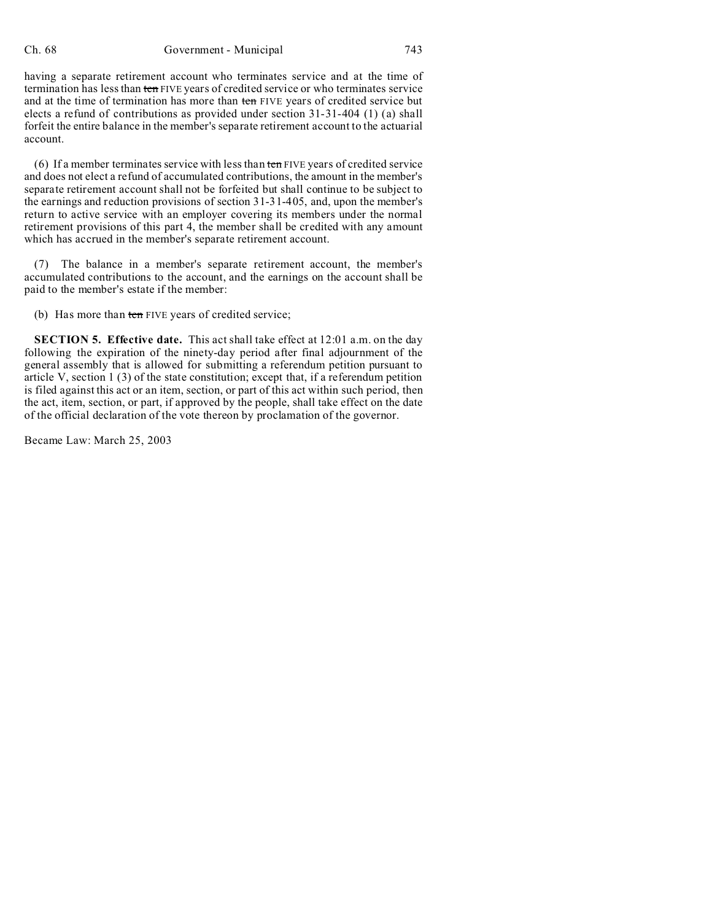having a separate retirement account who terminates service and at the time of termination has less than ~~ten~~ FIVE years of credited service or who terminates service and at the time of termination has more than ~~ten~~ FIVE years of credited service but elects a refund of contributions as provided under section 31-31-404 (1) (a) shall forfeit the entire balance in the member's separate retirement account to the actuarial account.

(6) If a member terminates service with less than ~~ten~~ FIVE years of credited service and does not elect a refund of accumulated contributions, the amount in the member's separate retirement account shall not be forfeited but shall continue to be subject to the earnings and reduction provisions of section 31-31-405, and, upon the member's return to active service with an employer covering its members under the normal retirement provisions of this part 4, the member shall be credited with any amount which has accrued in the member's separate retirement account.

(7) The balance in a member's separate retirement account, the member's accumulated contributions to the account, and the earnings on the account shall be paid to the member's estate if the member:

(b) Has more than ~~ten~~ FIVE years of credited service;

**SECTION 5. Effective date.** This act shall take effect at 12:01 a.m. on the day following the expiration of the ninety-day period after final adjournment of the general assembly that is allowed for submitting a referendum petition pursuant to article V, section 1 (3) of the state constitution; except that, if a referendum petition is filed against this act or an item, section, or part of this act within such period, then the act, item, section, or part, if approved by the people, shall take effect on the date of the official declaration of the vote thereon by proclamation of the governor.

Became Law: March 25, 2003